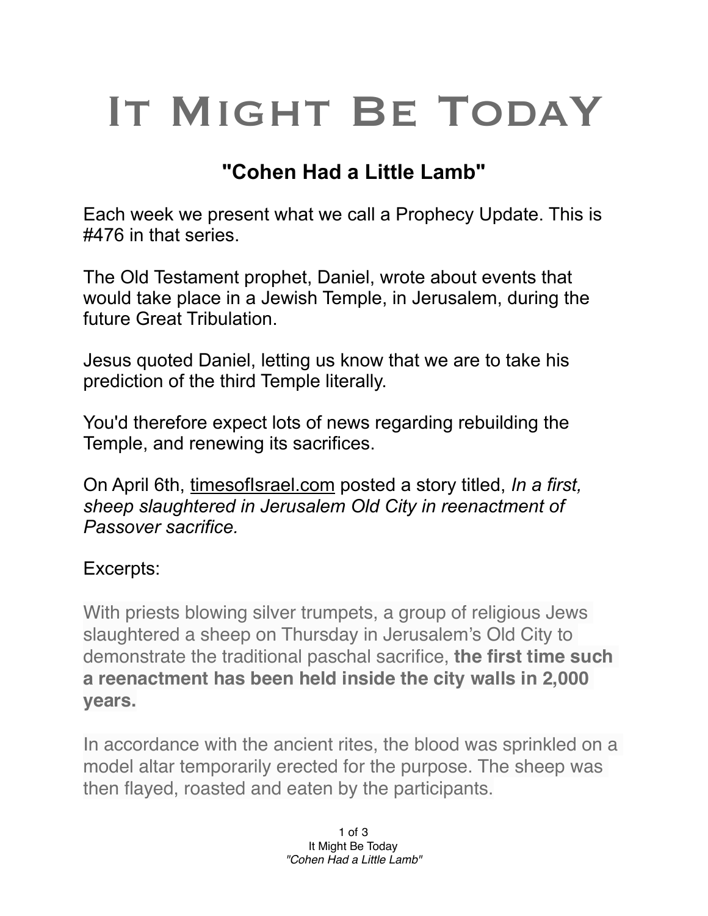# It Might Be Today

## "Cohen Had a Little Lamb"

Each week we present what we call a Prophecy Update. This is #476 in that series.

The Old Testament prophet, Daniel, wrote about events that would take place in a Jewish Temple, in Jerusalem, during the future Great Tribulation.

Jesus quoted Daniel, letting us know that we are to take his prediction of the third Temple literally.

You'd therefore expect lots of news regarding rebuilding the Temple, and renewing its sacrifices.

On April 6th, timesofIsrael.com posted a story titled, *In a first, sheep slaughtered in Jerusalem Old City in reenactment of Passover sacrifice.*

Excerpts:

With priests blowing silver trumpets, a group of religious Jews slaughtered a sheep on Thursday in Jerusalem's Old City to demonstrate the traditional paschal sacrifice, **the first time such a reenactment has been held inside the city walls in 2,000 years.**

In accordance with the ancient rites, the blood was sprinkled on a model altar temporarily erected for the purpose. The sheep was then flayed, roasted and eaten by the participants.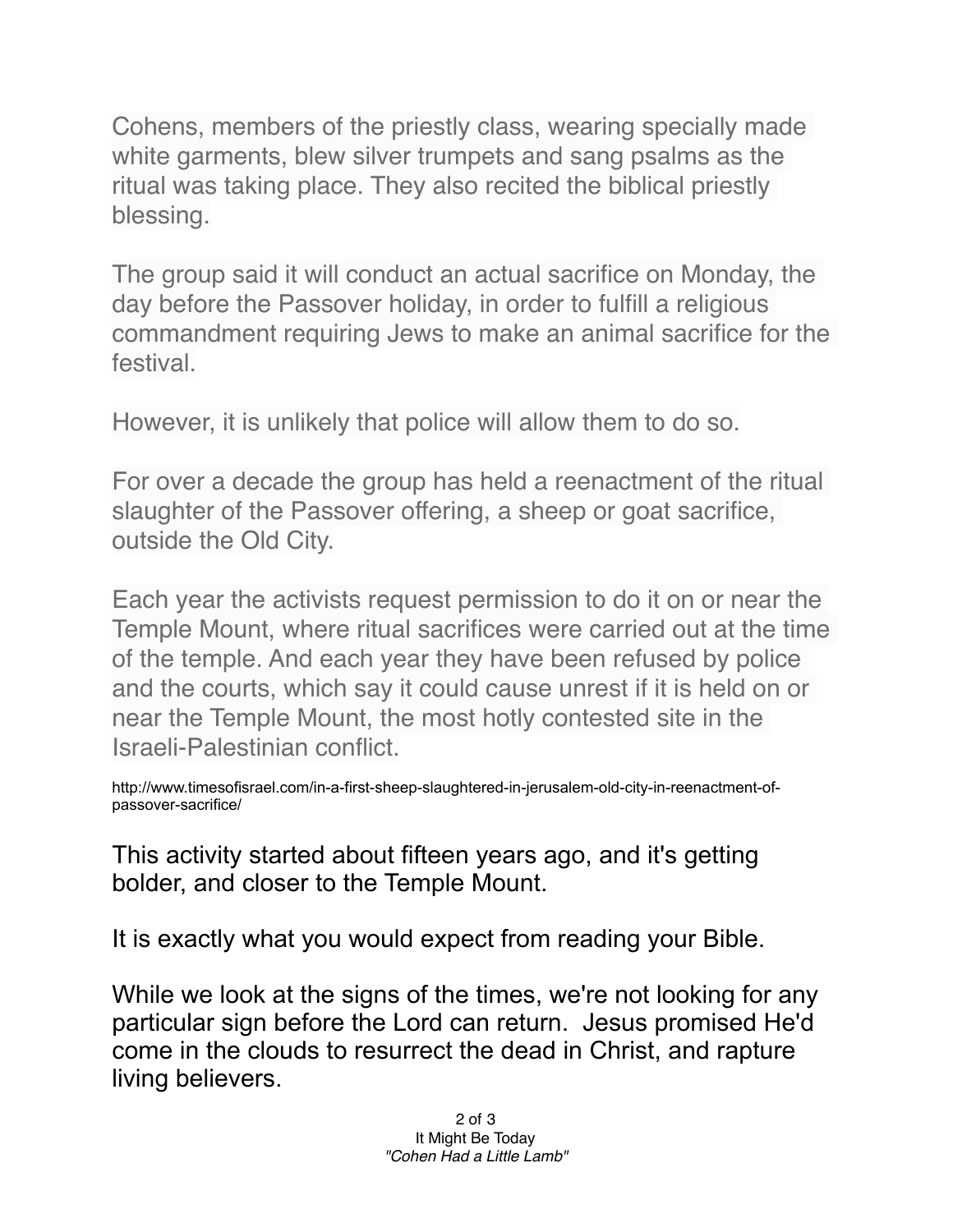Cohens, members of the priestly class, wearing specially made white garments, blew silver trumpets and sang psalms as the ritual was taking place. They also recited the biblical priestly blessing.

The group said it will conduct an actual sacrifice on Monday, the day before the Passover holiday, in order to fulfill a religious commandment requiring Jews to make an animal sacrifice for the festival.

However, it is unlikely that police will allow them to do so.

For over a decade the group has held a reenactment of the ritual slaughter of the Passover offering, a sheep or goat sacrifice, outside the Old City.

Each year the activists request permission to do it on or near the Temple Mount, where ritual sacrifices were carried out at the time of the temple. And each year they have been refused by police and the courts, which say it could cause unrest if it is held on or near the Temple Mount, the most hotly contested site in the Israeli-Palestinian conflict.

http://www.timesofisrael.com/in-a-first-sheep-slaughtered-in-jerusalem-old-city-in-reenactment-of-passover-sacrifice/

This activity started about fifteen years ago, and it's getting bolder, and closer to the Temple Mount.

It is exactly what you would expect from reading your Bible.

While we look at the signs of the times, we're not looking for any particular sign before the Lord can return. Jesus promised He'd come in the clouds to resurrect the dead in Christ, and rapture living believers.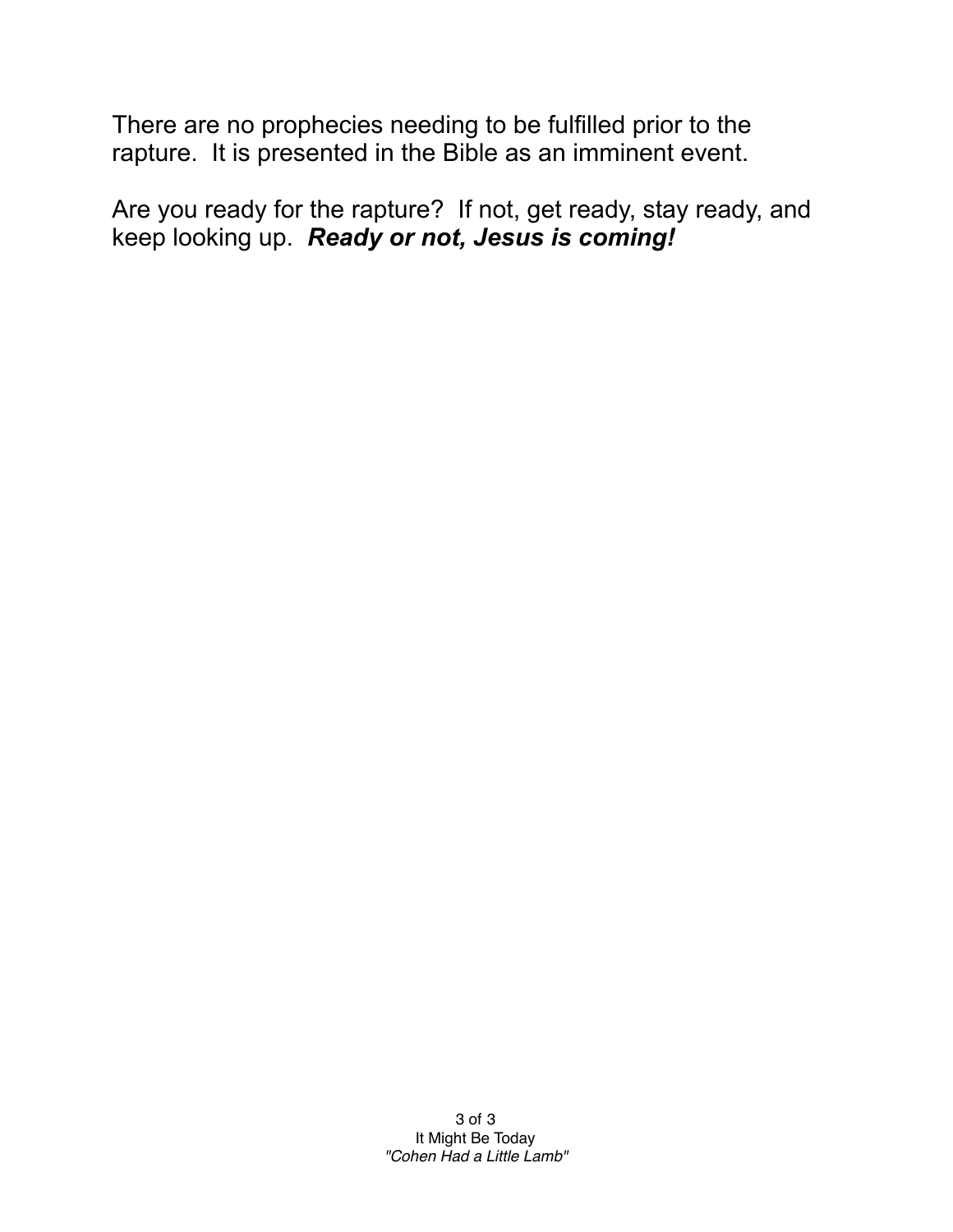There are no prophecies needing to be fulfilled prior to the rapture.  It is presented in the Bible as an imminent event.

Are you ready for the rapture?  If not, get ready, stay ready, and keep looking up.  ***Ready or not, Jesus is coming!***